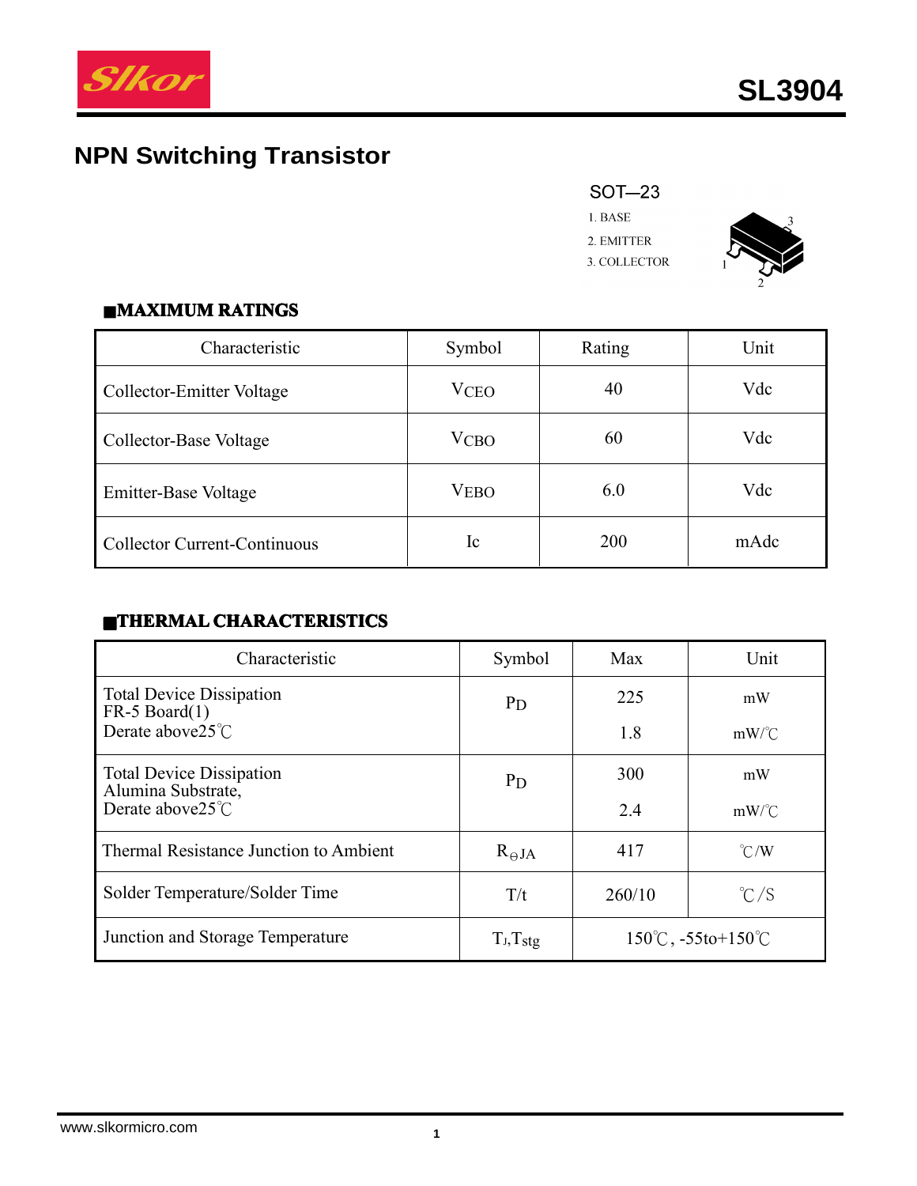# SL3904

## NPN Switching Transistor

SOT—23

1. BASE
2. EMITTER
3. COLLECTOR

### ■MAXIMUM RATINGS

| Characteristic | Symbol | Rating | Unit |
|---|---|---|---|
| Collector-Emitter Voltage | $V_{CEO}$ | 40 | Vdc |
| Collector-Base Voltage | $V_{CBO}$ | 60 | Vdc |
| Emitter-Base Voltage | $V_{EBO}$ | 6.0 | Vdc |
| Collector Current-Continuous | Ic | 200 | mAdc |

### ■THERMAL CHARACTERISTICS

| Characteristic | Symbol | Max | Unit |
|---|---|---|---|
| Total Device Dissipation FR-5 Board(1) Derate above25℃ | $P_D$ | 225<br>1.8 | mW<br>mW/℃ |
| Total Device Dissipation Alumina Substrate, Derate above25℃ | $P_D$ | 300<br>2.4 | mW<br>mW/℃ |
| Thermal Resistance Junction to Ambient | $R_{\Theta JA}$ | 417 | ℃/W |
| Solder Temperature/Solder Time | T/t | 260/10 | ℃/S |
| Junction and Storage Temperature | $T_J$,$T_{stg}$ | 150℃, -55to+150℃ | |

www.slkormicro.com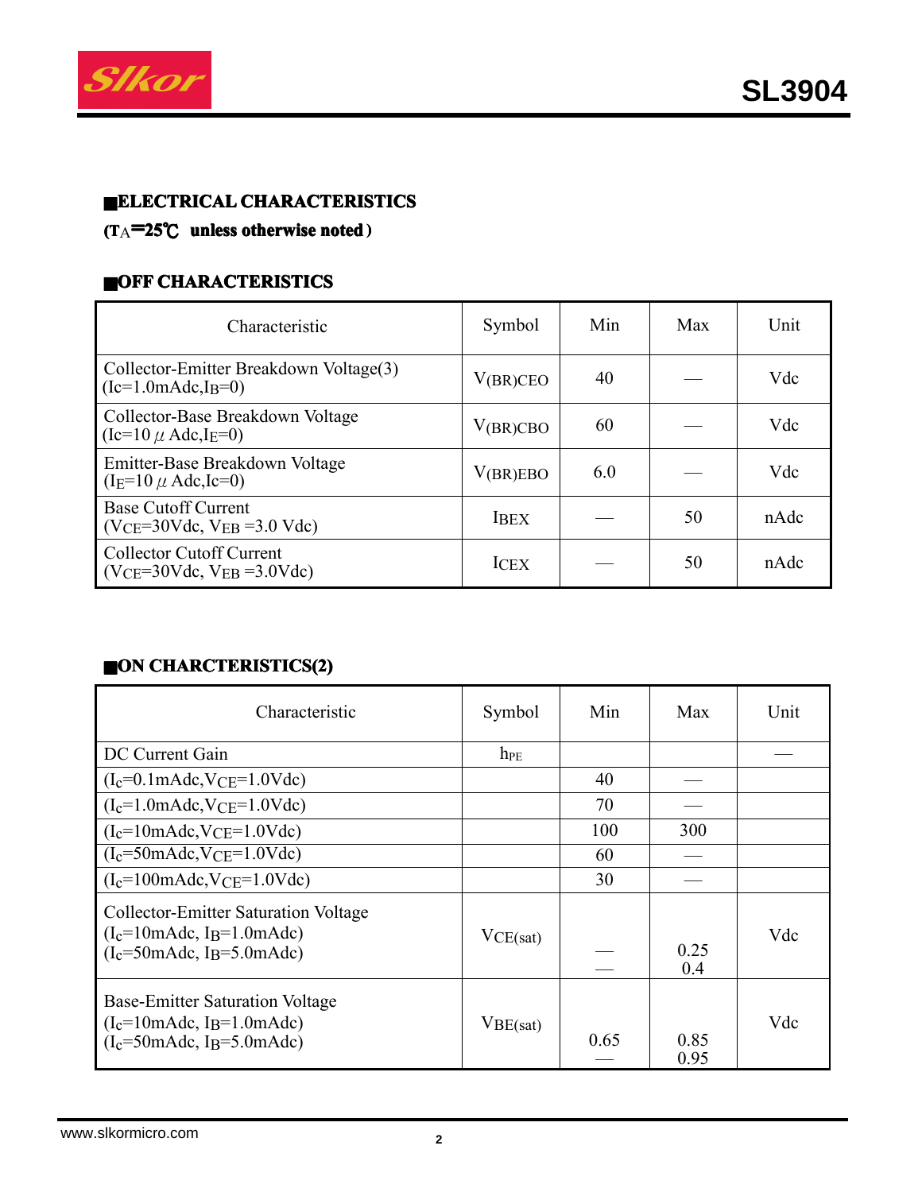## ■ELECTRICAL CHARACTERISTICS

**($T_A$=25℃ unless otherwise noted)**

### ■OFF CHARACTERISTICS

| Characteristic | Symbol | Min | Max | Unit |
|---|---|---|---|---|
| Collector-Emitter Breakdown Voltage(3) ($I_c$=1.0mAdc,$I_B$=0) | $V_{(BR)CEO}$ | 40 | — | Vdc |
| Collector-Base Breakdown Voltage ($I_c$=10 μ Adc,$I_E$=0) | $V_{(BR)CBO}$ | 60 | — | Vdc |
| Emitter-Base Breakdown Voltage ($I_E$=10 μ Adc,$I_c$=0) | $V_{(BR)EBO}$ | 6.0 | — | Vdc |
| Base Cutoff Current ($V_{CE}$=30Vdc, $V_{EB}$ =3.0 Vdc) | $I_{BEX}$ | — | 50 | nAdc |
| Collector Cutoff Current ($V_{CE}$=30Vdc, $V_{EB}$ =3.0Vdc) | $I_{CEX}$ | — | 50 | nAdc |

### ■ON CHARCTERISTICS(2)

| Characteristic | Symbol | Min | Max | Unit |
|---|---|---|---|---|
| DC Current Gain | $h_{FE}$ | | | — |
| ($I_c$=0.1mAdc,$V_{CE}$=1.0Vdc) | | 40 | — | |
| ($I_c$=1.0mAdc,$V_{CE}$=1.0Vdc) | | 70 | — | |
| ($I_c$=10mAdc,$V_{CE}$=1.0Vdc) | | 100 | 300 | |
| ($I_c$=50mAdc,$V_{CE}$=1.0Vdc) | | 60 | — | |
| ($I_c$=100mAdc,$V_{CE}$=1.0Vdc) | | 30 | — | |
| Collector-Emitter Saturation Voltage ($I_c$=10mAdc, $I_B$=1.0mAdc) ($I_c$=50mAdc, $I_B$=5.0mAdc) | $V_{CE(sat)}$ | — — | 0.25 0.4 | Vdc |
| Base-Emitter Saturation Voltage ($I_c$=10mAdc, $I_B$=1.0mAdc) ($I_c$=50mAdc, $I_B$=5.0mAdc) | $V_{BE(sat)}$ | 0.65 — | 0.85 0.95 | Vdc |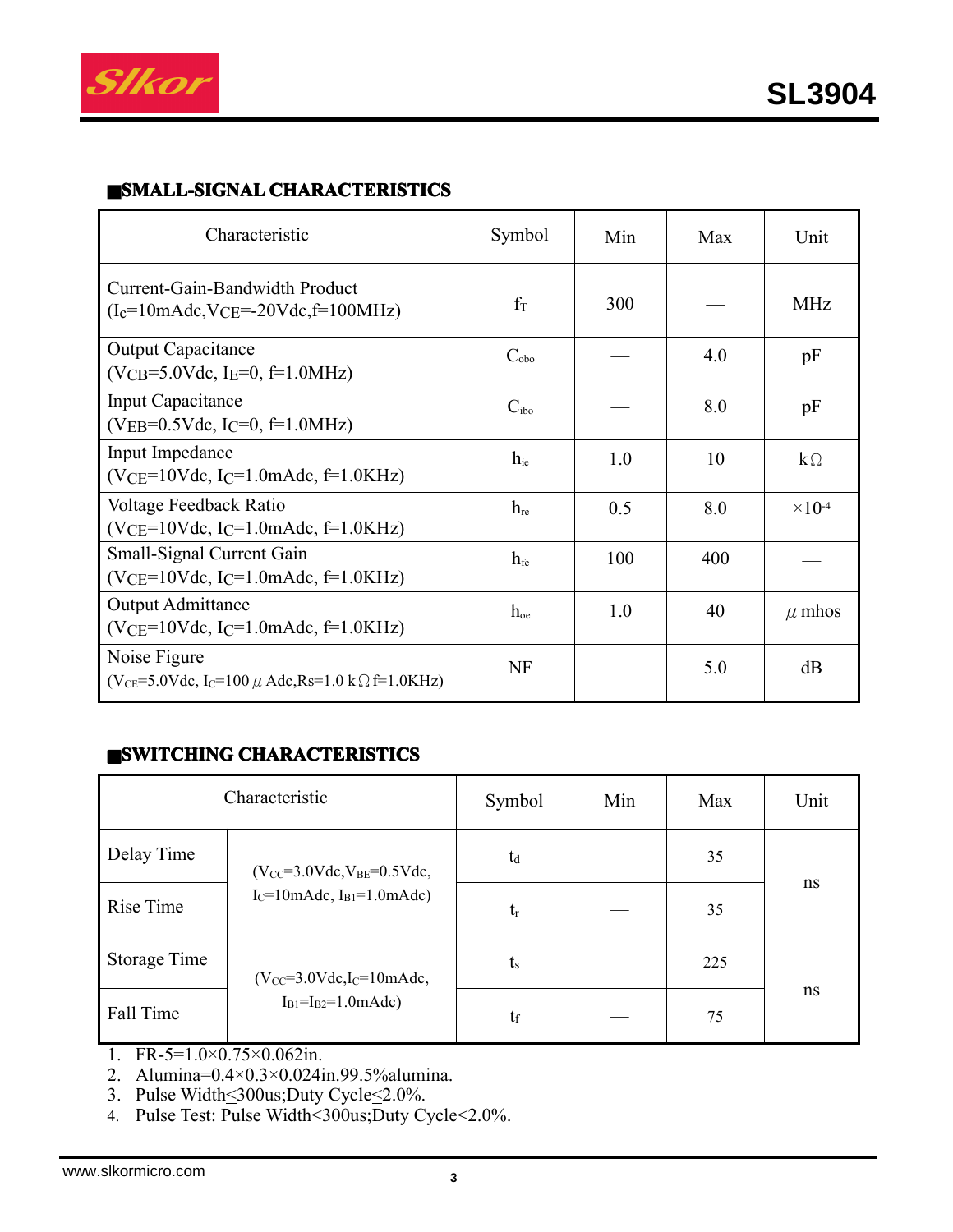## ■SMALL-SIGNAL CHARACTERISTICS

| Characteristic | Symbol | Min | Max | Unit |
|---|---|---|---|---|
| Current-Gain-Bandwidth Product ($I_c$=10mAdc,$V_{CE}$=-20Vdc,f=100MHz) | $f_T$ | 300 | — | MHz |
| Output Capacitance ($V_{CB}$=5.0Vdc, $I_E$=0, f=1.0MHz) | $C_{obo}$ | — | 4.0 | pF |
| Input Capacitance ($V_{EB}$=0.5Vdc, $I_C$=0, f=1.0MHz) | $C_{ibo}$ | — | 8.0 | pF |
| Input Impedance ($V_{CE}$=10Vdc, $I_C$=1.0mAdc, f=1.0KHz) | $h_{ie}$ | 1.0 | 10 | kΩ |
| Voltage Feedback Ratio ($V_{CE}$=10Vdc, $I_C$=1.0mAdc, f=1.0KHz) | $h_{re}$ | 0.5 | 8.0 | $\times 10^{-4}$ |
| Small-Signal Current Gain ($V_{CE}$=10Vdc, $I_C$=1.0mAdc, f=1.0KHz) | $h_{fe}$ | 100 | 400 | — |
| Output Admittance ($V_{CE}$=10Vdc, $I_C$=1.0mAdc, f=1.0KHz) | $h_{oe}$ | 1.0 | 40 | μ mhos |
| Noise Figure ($V_{CE}$=5.0Vdc, $I_C$=100 μ Adc,Rs=1.0 kΩ f=1.0KHz) | NF | — | 5.0 | dB |

## ■SWITCHING CHARACTERISTICS

| Characteristic | | Symbol | Min | Max | Unit |
|---|---|---|---|---|---|
| Delay Time | ($V_{CC}$=3.0Vdc,$V_{BE}$=0.5Vdc, $I_C$=10mAdc, $I_{B1}$=1.0mAdc) | $t_d$ | — | 35 | ns |
| Rise Time | | $t_r$ | — | 35 | |
| Storage Time | ($V_{CC}$=3.0Vdc,$I_C$=10mAdc, $I_{B1}$=$I_{B2}$=1.0mAdc) | $t_s$ | — | 225 | ns |
| Fall Time | | $t_f$ | — | 75 | |

1. FR-5=1.0×0.75×0.062in.
2. Alumina=0.4×0.3×0.024in.99.5%alumina.
3. Pulse Width≤300us;Duty Cycle≤2.0%.
4. Pulse Test: Pulse Width≤300us;Duty Cycle≤2.0%.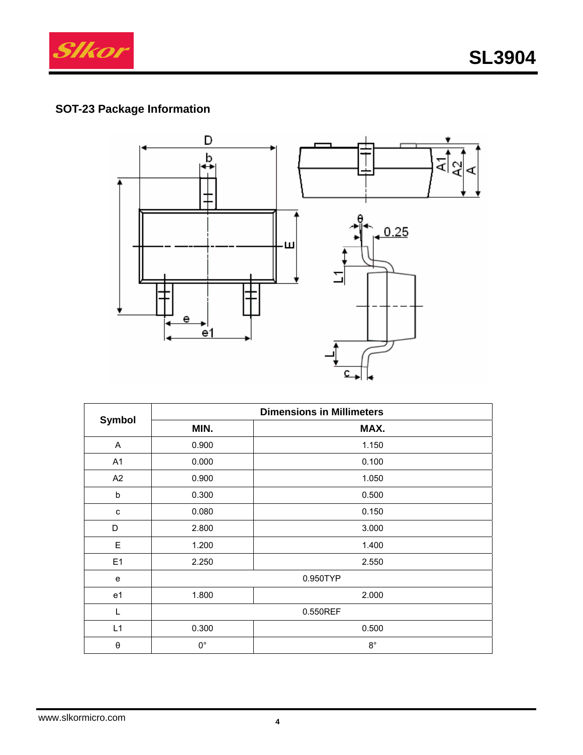## SOT-23 Package Information

D
b
E
e
e1
A1
A2
A
θ
0.25
L1
L
c

| Symbol | Dimensions in Millimeters | |
|---|---|---|
| | MIN. | MAX. |
| A | 0.900 | 1.150 |
| A1 | 0.000 | 0.100 |
| A2 | 0.900 | 1.050 |
| b | 0.300 | 0.500 |
| c | 0.080 | 0.150 |
| D | 2.800 | 3.000 |
| E | 1.200 | 1.400 |
| E1 | 2.250 | 2.550 |
| e | 0.950TYP | |
| e1 | 1.800 | 2.000 |
| L | 0.550REF | |
| L1 | 0.300 | 0.500 |
| θ | 0° | 8° |

www.slkormicro.com